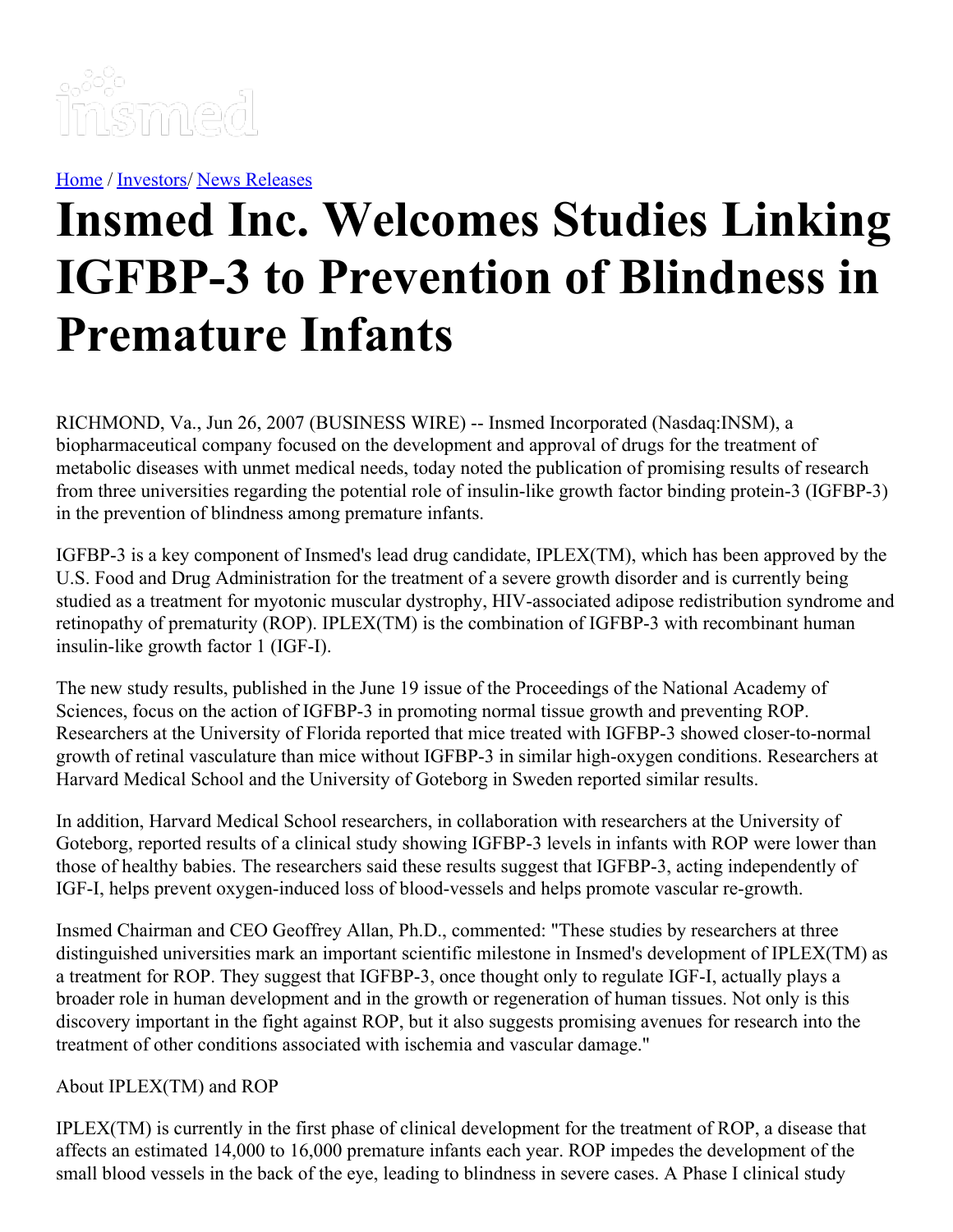[Home](#) / [Investors](#)/ [News Releases](#)

# Insmed Inc. Welcomes Studies Linking IGFBP-3 to Prevention of Blindness in Premature Infants

RICHMOND, Va., Jun 26, 2007 (BUSINESS WIRE) -- Insmed Incorporated (Nasdaq:INSM), a biopharmaceutical company focused on the development and approval of drugs for the treatment of metabolic diseases with unmet medical needs, today noted the publication of promising results of research from three universities regarding the potential role of insulin-like growth factor binding protein-3 (IGFBP-3) in the prevention of blindness among premature infants.

IGFBP-3 is a key component of Insmed's lead drug candidate, IPLEX(TM), which has been approved by the U.S. Food and Drug Administration for the treatment of a severe growth disorder and is currently being studied as a treatment for myotonic muscular dystrophy, HIV-associated adipose redistribution syndrome and retinopathy of prematurity (ROP). IPLEX(TM) is the combination of IGFBP-3 with recombinant human insulin-like growth factor 1 (IGF-I).

The new study results, published in the June 19 issue of the Proceedings of the National Academy of Sciences, focus on the action of IGFBP-3 in promoting normal tissue growth and preventing ROP. Researchers at the University of Florida reported that mice treated with IGFBP-3 showed closer-to-normal growth of retinal vasculature than mice without IGFBP-3 in similar high-oxygen conditions. Researchers at Harvard Medical School and the University of Goteborg in Sweden reported similar results.

In addition, Harvard Medical School researchers, in collaboration with researchers at the University of Goteborg, reported results of a clinical study showing IGFBP-3 levels in infants with ROP were lower than those of healthy babies. The researchers said these results suggest that IGFBP-3, acting independently of IGF-I, helps prevent oxygen-induced loss of blood-vessels and helps promote vascular re-growth.

Insmed Chairman and CEO Geoffrey Allan, Ph.D., commented: "These studies by researchers at three distinguished universities mark an important scientific milestone in Insmed's development of IPLEX(TM) as a treatment for ROP. They suggest that IGFBP-3, once thought only to regulate IGF-I, actually plays a broader role in human development and in the growth or regeneration of human tissues. Not only is this discovery important in the fight against ROP, but it also suggests promising avenues for research into the treatment of other conditions associated with ischemia and vascular damage."

About IPLEX(TM) and ROP

IPLEX(TM) is currently in the first phase of clinical development for the treatment of ROP, a disease that affects an estimated 14,000 to 16,000 premature infants each year. ROP impedes the development of the small blood vessels in the back of the eye, leading to blindness in severe cases. A Phase I clinical study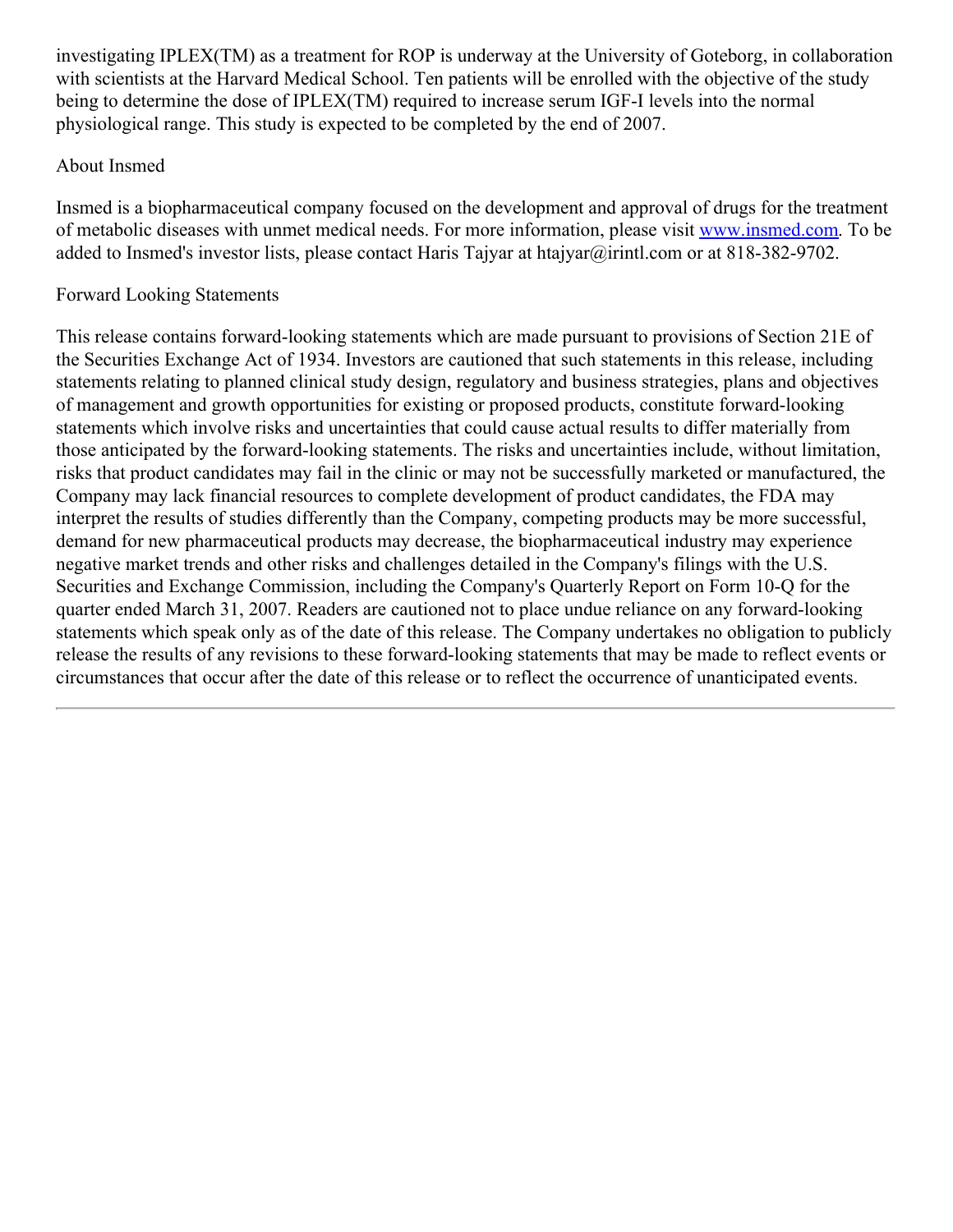investigating IPLEX(TM) as a treatment for ROP is underway at the University of Goteborg, in collaboration with scientists at the Harvard Medical School. Ten patients will be enrolled with the objective of the study being to determine the dose of IPLEX(TM) required to increase serum IGF-I levels into the normal physiological range. This study is expected to be completed by the end of 2007.

About Insmed

Insmed is a biopharmaceutical company focused on the development and approval of drugs for the treatment of metabolic diseases with unmet medical needs. For more information, please visit [www.insmed.com](http://www.insmed.com). To be added to Insmed's investor lists, please contact Haris Tajyar at htajyar@irintl.com or at 818-382-9702.

Forward Looking Statements

This release contains forward-looking statements which are made pursuant to provisions of Section 21E of the Securities Exchange Act of 1934. Investors are cautioned that such statements in this release, including statements relating to planned clinical study design, regulatory and business strategies, plans and objectives of management and growth opportunities for existing or proposed products, constitute forward-looking statements which involve risks and uncertainties that could cause actual results to differ materially from those anticipated by the forward-looking statements. The risks and uncertainties include, without limitation, risks that product candidates may fail in the clinic or may not be successfully marketed or manufactured, the Company may lack financial resources to complete development of product candidates, the FDA may interpret the results of studies differently than the Company, competing products may be more successful, demand for new pharmaceutical products may decrease, the biopharmaceutical industry may experience negative market trends and other risks and challenges detailed in the Company's filings with the U.S. Securities and Exchange Commission, including the Company's Quarterly Report on Form 10-Q for the quarter ended March 31, 2007. Readers are cautioned not to place undue reliance on any forward-looking statements which speak only as of the date of this release. The Company undertakes no obligation to publicly release the results of any revisions to these forward-looking statements that may be made to reflect events or circumstances that occur after the date of this release or to reflect the occurrence of unanticipated events.